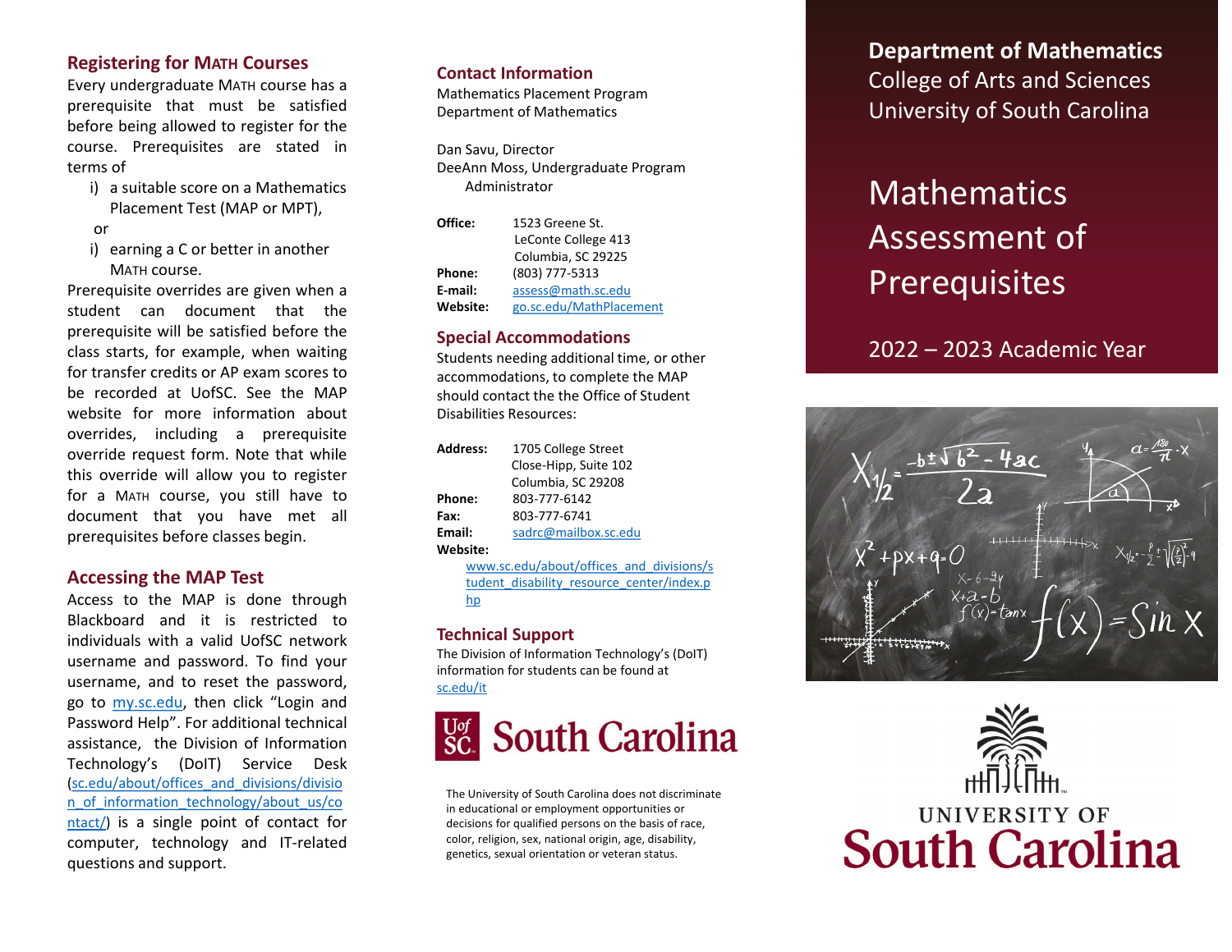## Registering for MATH Courses

Every undergraduate MATH course has a prerequisite that must be satisfied before being allowed to register for the course. Prerequisites are stated in terms of

i) a suitable score on a Mathematics Placement Test (MAP or MPT),

or

i) earning a C or better in another MATH course.

Prerequisite overrides are given when a student can document that the prerequisite will be satisfied before the class starts, for example, when waiting for transfer credits or AP exam scores to be recorded at UofSC. See the MAP website for more information about overrides, including a prerequisite override request form. Note that while this override will allow you to register for a MATH course, you still have to document that you have met all prerequisites before classes begin.

## Accessing the MAP Test

Access to the MAP is done through Blackboard and it is restricted to individuals with a valid UofSC network username and password. To find your username, and to reset the password, go to my.sc.edu, then click "Login and Password Help". For additional technical assistance, the Division of Information Technology's (DoIT) Service Desk (sc.edu/about/offices_and_divisions/division_of_information_technology/about_us/contact/) is a single point of contact for computer, technology and IT-related questions and support.

## Contact Information

Mathematics Placement Program
Department of Mathematics

Dan Savu, Director
DeeAnn Moss, Undergraduate Program Administrator

**Office:** 1523 Greene St.
LeConte College 413
Columbia, SC 29225
**Phone:** (803) 777-5313
**E-mail:** assess@math.sc.edu
**Website:** go.sc.edu/MathPlacement

## Special Accommodations

Students needing additional time, or other accommodations, to complete the MAP should contact the the Office of Student Disabilities Resources:

**Address:** 1705 College Street
Close-Hipp, Suite 102
Columbia, SC 29208
**Phone:** 803-777-6142
**Fax:** 803-777-6741
**Email:** sadrc@mailbox.sc.edu
**Website:**
www.sc.edu/about/offices_and_divisions/student_disability_resource_center/index.php

## Technical Support

The Division of Information Technology's (DoIT) information for students can be found at sc.edu/it

UofSC South Carolina

The University of South Carolina does not discriminate in educational or employment opportunities or decisions for qualified persons on the basis of race, color, religion, sex, national origin, age, disability, genetics, sexual orientation or veteran status.

**Department of Mathematics**
College of Arts and Sciences
University of South Carolina

# Mathematics Assessment of Prerequisites

2022 – 2023 Academic Year

UNIVERSITY OF
South Carolina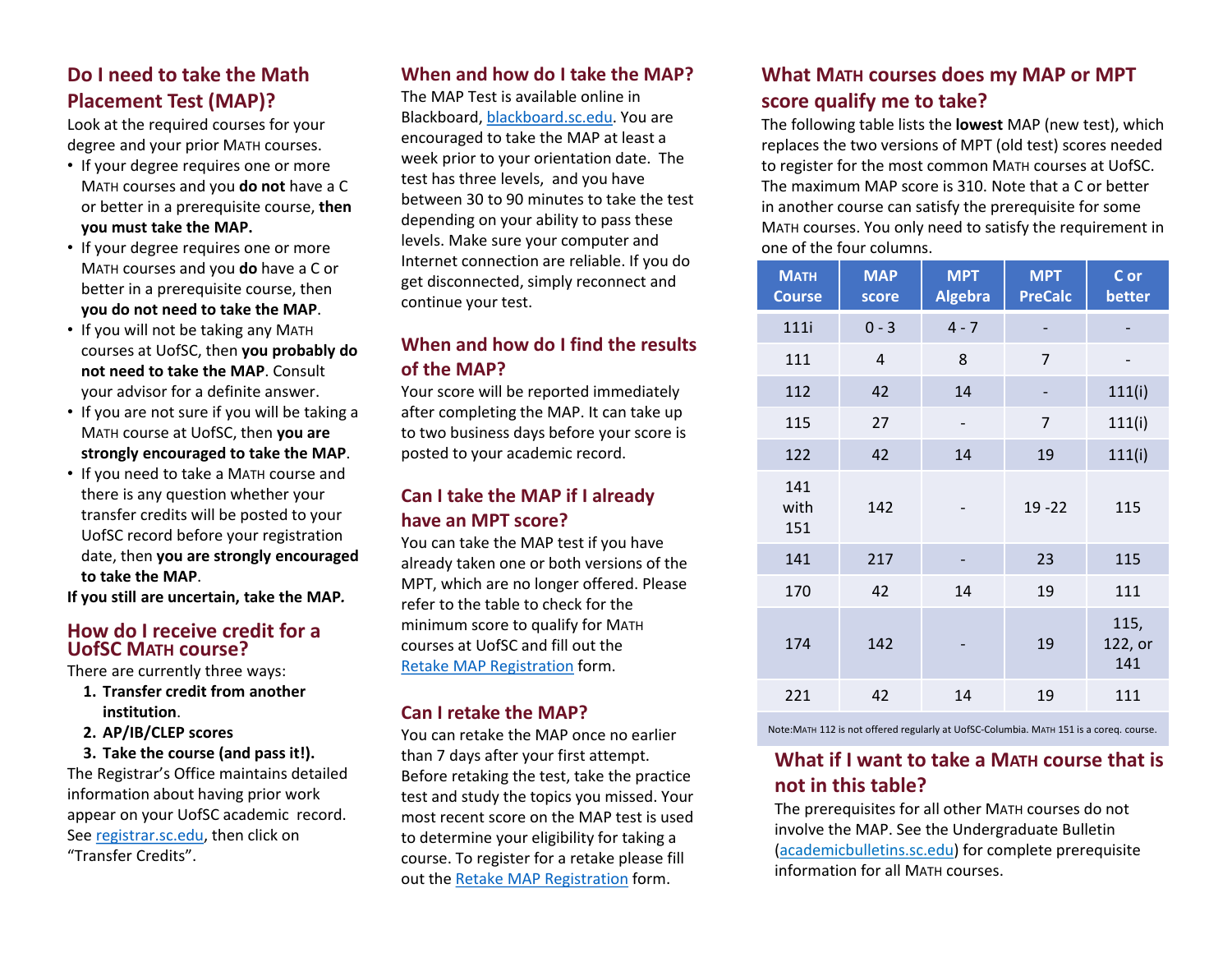## Do I need to take the Math Placement Test (MAP)?

Look at the required courses for your degree and your prior MATH courses.

- If your degree requires one or more MATH courses and you **do not** have a C or better in a prerequisite course, **then you must take the MAP.**
- If your degree requires one or more MATH courses and you **do** have a C or better in a prerequisite course, then **you do not need to take the MAP**.
- If you will not be taking any MATH courses at UofSC, then **you probably do not need to take the MAP**. Consult your advisor for a definite answer.
- If you are not sure if you will be taking a MATH course at UofSC, then **you are strongly encouraged to take the MAP**.
- If you need to take a MATH course and there is any question whether your transfer credits will be posted to your UofSC record before your registration date, then **you are strongly encouraged to take the MAP**.

**If you still are uncertain, take the MAP.**

## How do I receive credit for a UofSC MATH course?

There are currently three ways:

1. **Transfer credit from another institution**.
2. **AP/IB/CLEP scores**
3. **Take the course (and pass it!).**

The Registrar's Office maintains detailed information about having prior work appear on your UofSC academic record. See registrar.sc.edu, then click on "Transfer Credits".

## When and how do I take the MAP?

The MAP Test is available online in Blackboard, blackboard.sc.edu. You are encouraged to take the MAP at least a week prior to your orientation date. The test has three levels, and you have between 30 to 90 minutes to take the test depending on your ability to pass these levels. Make sure your computer and Internet connection are reliable. If you do get disconnected, simply reconnect and continue your test.

## When and how do I find the results of the MAP?

Your score will be reported immediately after completing the MAP. It can take up to two business days before your score is posted to your academic record.

## Can I take the MAP if I already have an MPT score?

You can take the MAP test if you have already taken one or both versions of the MPT, which are no longer offered. Please refer to the table to check for the minimum score to qualify for MATH courses at UofSC and fill out the Retake MAP Registration form.

## Can I retake the MAP?

You can retake the MAP once no earlier than 7 days after your first attempt. Before retaking the test, take the practice test and study the topics you missed. Your most recent score on the MAP test is used to determine your eligibility for taking a course. To register for a retake please fill out the Retake MAP Registration form.

## What MATH courses does my MAP or MPT score qualify me to take?

The following table lists the **lowest** MAP (new test), which replaces the two versions of MPT (old test) scores needed to register for the most common MATH courses at UofSC. The maximum MAP score is 310. Note that a C or better in another course can satisfy the prerequisite for some MATH courses. You only need to satisfy the requirement in one of the four columns.

| MATH Course | MAP score | MPT Algebra | MPT PreCalc | C or better |
|---|---|---|---|---|
| 111i | 0 - 3 | 4 - 7 | - | - |
| 111 | 4 | 8 | 7 | - |
| 112 | 42 | 14 | - | 111(i) |
| 115 | 27 | - | 7 | 111(i) |
| 122 | 42 | 14 | 19 | 111(i) |
| 141 with 151 | 142 | - | 19 -22 | 115 |
| 141 | 217 | - | 23 | 115 |
| 170 | 42 | 14 | 19 | 111 |
| 174 | 142 | - | 19 | 115, 122, or 141 |
| 221 | 42 | 14 | 19 | 111 |

Note: MATH 112 is not offered regularly at UofSC-Columbia. MATH 151 is a coreq. course.

## What if I want to take a MATH course that is not in this table?

The prerequisites for all other MATH courses do not involve the MAP. See the Undergraduate Bulletin (academicbulletins.sc.edu) for complete prerequisite information for all MATH courses.